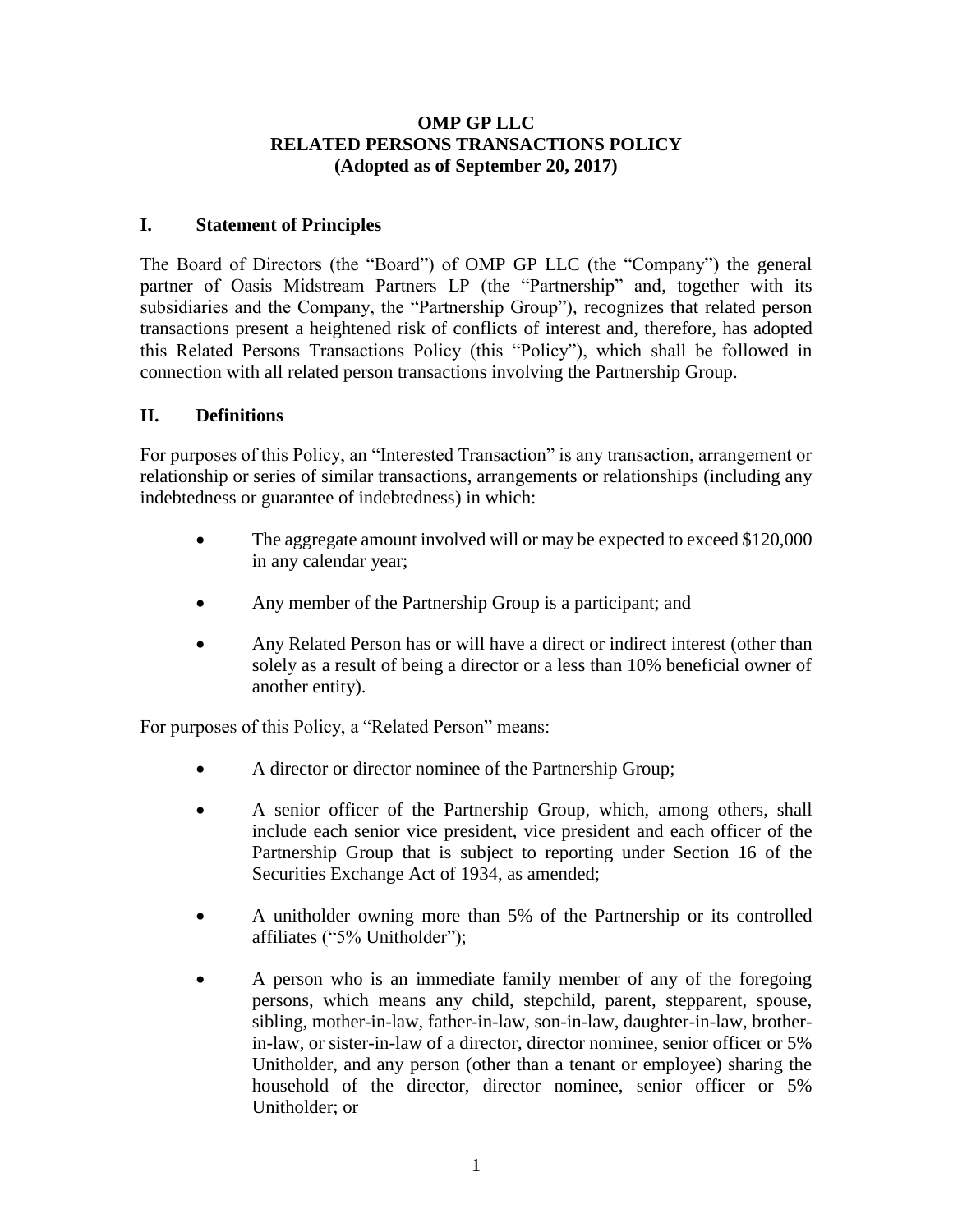# OMP GP LLC
# RELATED PERSONS TRANSACTIONS POLICY
**(Adopted as of September 20, 2017)**

## I. Statement of Principles

The Board of Directors (the "Board") of OMP GP LLC (the "Company") the general partner of Oasis Midstream Partners LP (the "Partnership" and, together with its subsidiaries and the Company, the "Partnership Group"), recognizes that related person transactions present a heightened risk of conflicts of interest and, therefore, has adopted this Related Persons Transactions Policy (this "Policy"), which shall be followed in connection with all related person transactions involving the Partnership Group.

## II. Definitions

For purposes of this Policy, an "Interested Transaction" is any transaction, arrangement or relationship or series of similar transactions, arrangements or relationships (including any indebtedness or guarantee of indebtedness) in which:

- The aggregate amount involved will or may be expected to exceed $120,000 in any calendar year;
- Any member of the Partnership Group is a participant; and
- Any Related Person has or will have a direct or indirect interest (other than solely as a result of being a director or a less than 10% beneficial owner of another entity).

For purposes of this Policy, a "Related Person" means:

- A director or director nominee of the Partnership Group;
- A senior officer of the Partnership Group, which, among others, shall include each senior vice president, vice president and each officer of the Partnership Group that is subject to reporting under Section 16 of the Securities Exchange Act of 1934, as amended;
- A unitholder owning more than 5% of the Partnership or its controlled affiliates ("5% Unitholder");
- A person who is an immediate family member of any of the foregoing persons, which means any child, stepchild, parent, stepparent, spouse, sibling, mother-in-law, father-in-law, son-in-law, daughter-in-law, brother-in-law, or sister-in-law of a director, director nominee, senior officer or 5% Unitholder, and any person (other than a tenant or employee) sharing the household of the director, director nominee, senior officer or 5% Unitholder; or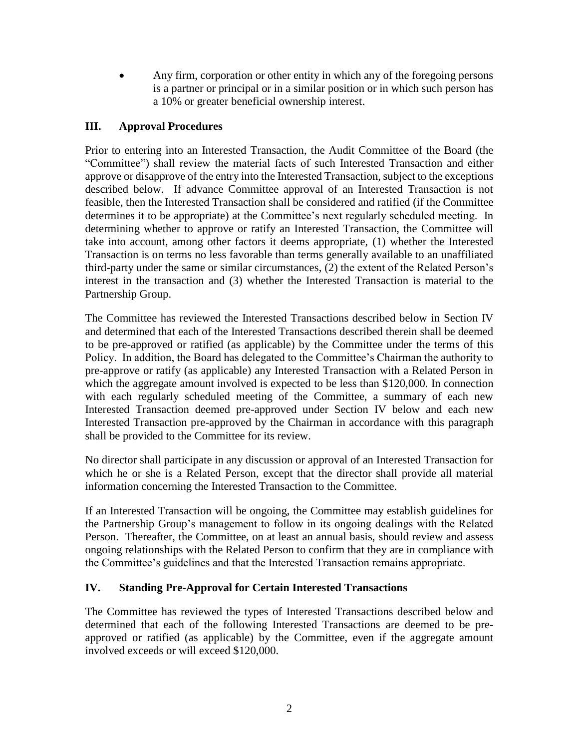- Any firm, corporation or other entity in which any of the foregoing persons is a partner or principal or in a similar position or in which such person has a 10% or greater beneficial ownership interest.

## III. Approval Procedures

Prior to entering into an Interested Transaction, the Audit Committee of the Board (the "Committee") shall review the material facts of such Interested Transaction and either approve or disapprove of the entry into the Interested Transaction, subject to the exceptions described below. If advance Committee approval of an Interested Transaction is not feasible, then the Interested Transaction shall be considered and ratified (if the Committee determines it to be appropriate) at the Committee's next regularly scheduled meeting. In determining whether to approve or ratify an Interested Transaction, the Committee will take into account, among other factors it deems appropriate, (1) whether the Interested Transaction is on terms no less favorable than terms generally available to an unaffiliated third-party under the same or similar circumstances, (2) the extent of the Related Person's interest in the transaction and (3) whether the Interested Transaction is material to the Partnership Group.

The Committee has reviewed the Interested Transactions described below in Section IV and determined that each of the Interested Transactions described therein shall be deemed to be pre-approved or ratified (as applicable) by the Committee under the terms of this Policy. In addition, the Board has delegated to the Committee's Chairman the authority to pre-approve or ratify (as applicable) any Interested Transaction with a Related Person in which the aggregate amount involved is expected to be less than $120,000. In connection with each regularly scheduled meeting of the Committee, a summary of each new Interested Transaction deemed pre-approved under Section IV below and each new Interested Transaction pre-approved by the Chairman in accordance with this paragraph shall be provided to the Committee for its review.

No director shall participate in any discussion or approval of an Interested Transaction for which he or she is a Related Person, except that the director shall provide all material information concerning the Interested Transaction to the Committee.

If an Interested Transaction will be ongoing, the Committee may establish guidelines for the Partnership Group's management to follow in its ongoing dealings with the Related Person. Thereafter, the Committee, on at least an annual basis, should review and assess ongoing relationships with the Related Person to confirm that they are in compliance with the Committee's guidelines and that the Interested Transaction remains appropriate.

## IV. Standing Pre-Approval for Certain Interested Transactions

The Committee has reviewed the types of Interested Transactions described below and determined that each of the following Interested Transactions are deemed to be pre-approved or ratified (as applicable) by the Committee, even if the aggregate amount involved exceeds or will exceed $120,000.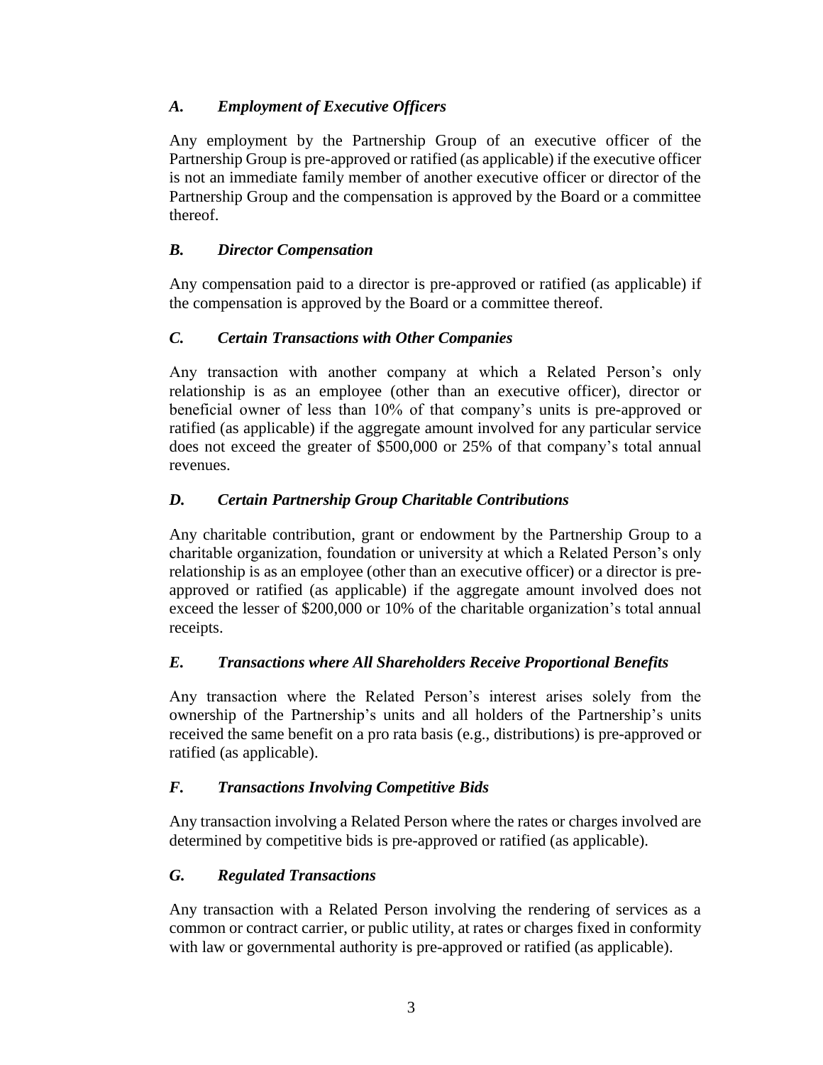### *A. Employment of Executive Officers*

Any employment by the Partnership Group of an executive officer of the Partnership Group is pre-approved or ratified (as applicable) if the executive officer is not an immediate family member of another executive officer or director of the Partnership Group and the compensation is approved by the Board or a committee thereof.

### *B. Director Compensation*

Any compensation paid to a director is pre-approved or ratified (as applicable) if the compensation is approved by the Board or a committee thereof.

### *C. Certain Transactions with Other Companies*

Any transaction with another company at which a Related Person's only relationship is as an employee (other than an executive officer), director or beneficial owner of less than 10% of that company's units is pre-approved or ratified (as applicable) if the aggregate amount involved for any particular service does not exceed the greater of $500,000 or 25% of that company's total annual revenues.

### *D. Certain Partnership Group Charitable Contributions*

Any charitable contribution, grant or endowment by the Partnership Group to a charitable organization, foundation or university at which a Related Person's only relationship is as an employee (other than an executive officer) or a director is pre-approved or ratified (as applicable) if the aggregate amount involved does not exceed the lesser of $200,000 or 10% of the charitable organization's total annual receipts.

### *E. Transactions where All Shareholders Receive Proportional Benefits*

Any transaction where the Related Person's interest arises solely from the ownership of the Partnership's units and all holders of the Partnership's units received the same benefit on a pro rata basis (e.g., distributions) is pre-approved or ratified (as applicable).

### *F. Transactions Involving Competitive Bids*

Any transaction involving a Related Person where the rates or charges involved are determined by competitive bids is pre-approved or ratified (as applicable).

### *G. Regulated Transactions*

Any transaction with a Related Person involving the rendering of services as a common or contract carrier, or public utility, at rates or charges fixed in conformity with law or governmental authority is pre-approved or ratified (as applicable).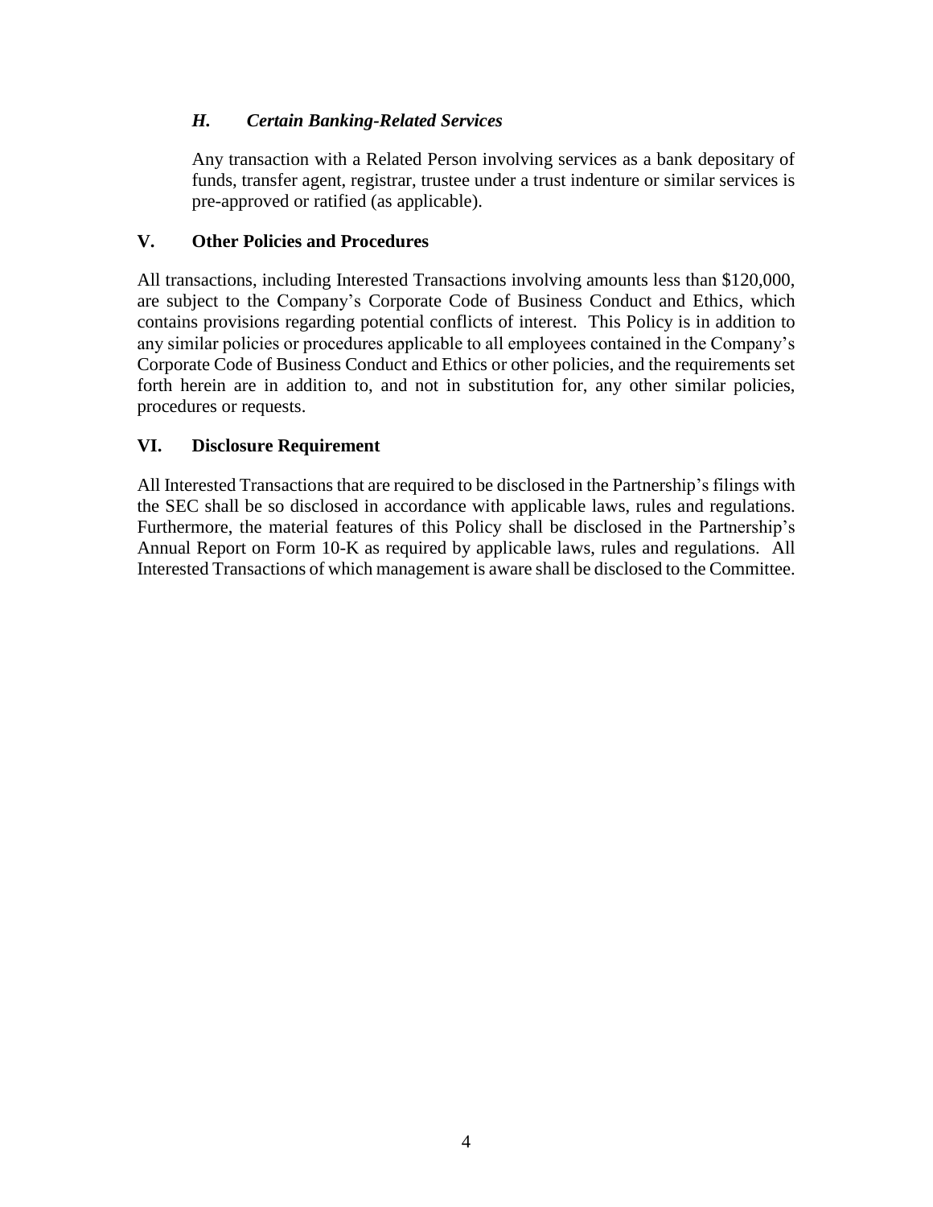### *H. Certain Banking-Related Services*

Any transaction with a Related Person involving services as a bank depositary of funds, transfer agent, registrar, trustee under a trust indenture or similar services is pre-approved or ratified (as applicable).

## V. Other Policies and Procedures

All transactions, including Interested Transactions involving amounts less than $120,000, are subject to the Company's Corporate Code of Business Conduct and Ethics, which contains provisions regarding potential conflicts of interest. This Policy is in addition to any similar policies or procedures applicable to all employees contained in the Company's Corporate Code of Business Conduct and Ethics or other policies, and the requirements set forth herein are in addition to, and not in substitution for, any other similar policies, procedures or requests.

## VI. Disclosure Requirement

All Interested Transactions that are required to be disclosed in the Partnership's filings with the SEC shall be so disclosed in accordance with applicable laws, rules and regulations. Furthermore, the material features of this Policy shall be disclosed in the Partnership's Annual Report on Form 10-K as required by applicable laws, rules and regulations. All Interested Transactions of which management is aware shall be disclosed to the Committee.